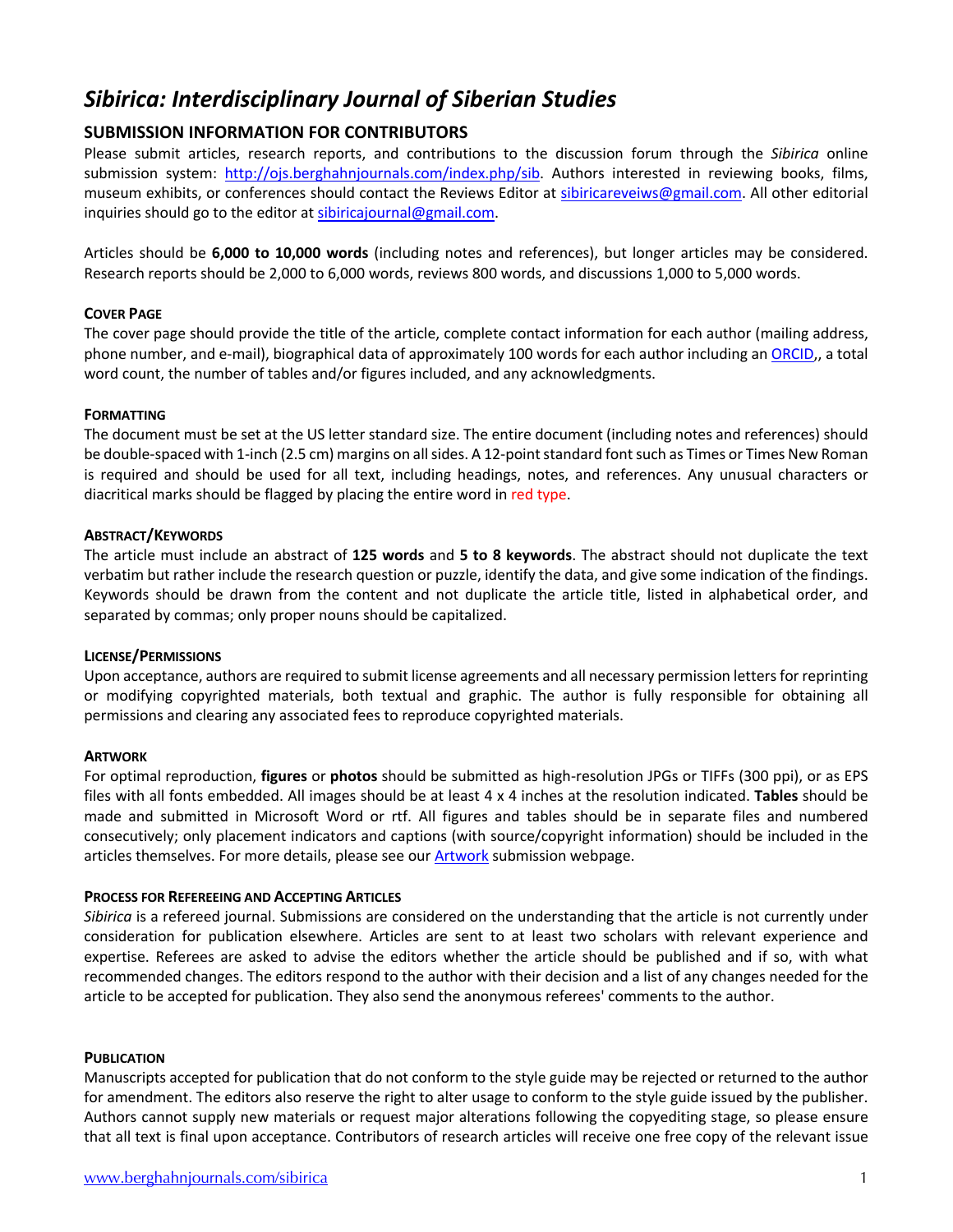# *Sibirica: Interdisciplinary Journal of Siberian Studies*

## SUBMISSION INFORMATION FOR CONTRIBUTORS

Please submit articles, research reports, and contributions to the discussion forum through the *Sibirica* online submission system: http://ojs.berghahnjournals.com/index.php/sib. Authors interested in reviewing books, films, museum exhibits, or conferences should contact the Reviews Editor at sibiricareveiws@gmail.com. All other editorial inquiries should go to the editor at sibiricajournal@gmail.com.

Articles should be **6,000 to 10,000 words** (including notes and references), but longer articles may be considered. Research reports should be 2,000 to 6,000 words, reviews 800 words, and discussions 1,000 to 5,000 words.

### COVER PAGE

The cover page should provide the title of the article, complete contact information for each author (mailing address, phone number, and e-mail), biographical data of approximately 100 words for each author including an ORCID,, a total word count, the number of tables and/or figures included, and any acknowledgments.

### FORMATTING

The document must be set at the US letter standard size. The entire document (including notes and references) should be double-spaced with 1-inch (2.5 cm) margins on all sides. A 12-point standard font such as Times or Times New Roman is required and should be used for all text, including headings, notes, and references. Any unusual characters or diacritical marks should be flagged by placing the entire word in red type.

### ABSTRACT/KEYWORDS

The article must include an abstract of **125 words** and **5 to 8 keywords**. The abstract should not duplicate the text verbatim but rather include the research question or puzzle, identify the data, and give some indication of the findings. Keywords should be drawn from the content and not duplicate the article title, listed in alphabetical order, and separated by commas; only proper nouns should be capitalized.

### LICENSE/PERMISSIONS

Upon acceptance, authors are required to submit license agreements and all necessary permission letters for reprinting or modifying copyrighted materials, both textual and graphic. The author is fully responsible for obtaining all permissions and clearing any associated fees to reproduce copyrighted materials.

### ARTWORK

For optimal reproduction, **figures** or **photos** should be submitted as high-resolution JPGs or TIFFs (300 ppi), or as EPS files with all fonts embedded. All images should be at least 4 x 4 inches at the resolution indicated. **Tables** should be made and submitted in Microsoft Word or rtf. All figures and tables should be in separate files and numbered consecutively; only placement indicators and captions (with source/copyright information) should be included in the articles themselves. For more details, please see our Artwork submission webpage.

### PROCESS FOR REFEREEING AND ACCEPTING ARTICLES

*Sibirica* is a refereed journal. Submissions are considered on the understanding that the article is not currently under consideration for publication elsewhere. Articles are sent to at least two scholars with relevant experience and expertise. Referees are asked to advise the editors whether the article should be published and if so, with what recommended changes. The editors respond to the author with their decision and a list of any changes needed for the article to be accepted for publication. They also send the anonymous referees' comments to the author.

### PUBLICATION

Manuscripts accepted for publication that do not conform to the style guide may be rejected or returned to the author for amendment. The editors also reserve the right to alter usage to conform to the style guide issued by the publisher. Authors cannot supply new materials or request major alterations following the copyediting stage, so please ensure that all text is final upon acceptance. Contributors of research articles will receive one free copy of the relevant issue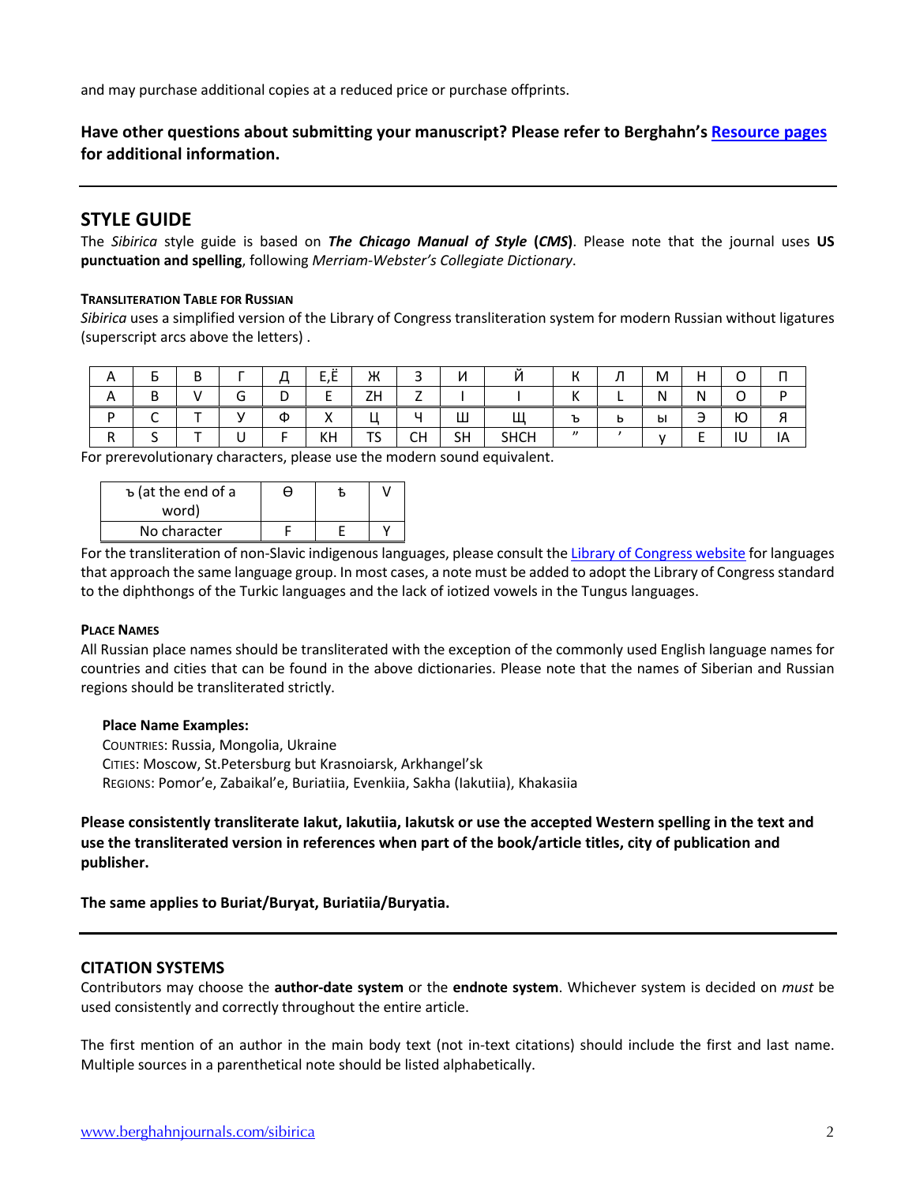and may purchase additional copies at a reduced price or purchase offprints.

**Have other questions about submitting your manuscript? Please refer to Berghahn's [Resource pages](#) for additional information.**

## STYLE GUIDE

The *Sibirica* style guide is based on ***The Chicago Manual of Style* (*CMS*)**. Please note that the journal uses **US punctuation and spelling**, following *Merriam-Webster's Collegiate Dictionary*.

### Transliteration Table for Russian

*Sibirica* uses a simplified version of the Library of Congress transliteration system for modern Russian without ligatures (superscript arcs above the letters) .

| А | Б | В | Г | Д | Е,Ё | Ж | З | И | Й | К | Л | М | Н | О | П |
|---|---|---|---|---|---|---|---|---|---|---|---|---|---|---|---|
| A | B | V | G | D | E | ZH | Z | I | I | K | L | N | N | O | P |
| Р | С | Т | У | Ф | Х | Ц | Ч | Ш | Щ | ъ | ь | ы | Э | Ю | Я |
| R | S | T | U | F | KH | TS | CH | SH | SHCH | " | ' | y | E | IU | IA |

For prerevolutionary characters, please use the modern sound equivalent.

| ъ (at the end of a word) | Ѳ | Ѣ | V |
|---|---|---|---|
| No character | F | E | Y |

For the transliteration of non-Slavic indigenous languages, please consult the [Library of Congress website](#) for languages that approach the same language group. In most cases, a note must be added to adopt the Library of Congress standard to the diphthongs of the Turkic languages and the lack of iotized vowels in the Tungus languages.

### Place Names

All Russian place names should be transliterated with the exception of the commonly used English language names for countries and cities that can be found in the above dictionaries. Please note that the names of Siberian and Russian regions should be transliterated strictly.

**Place Name Examples:**
Countries: Russia, Mongolia, Ukraine
Cities: Moscow, St.Petersburg but Krasnoiarsk, Arkhangel'sk
Regions: Pomor'e, Zabaikal'e, Buriatiia, Evenkiia, Sakha (Iakutiia), Khakasiia

**Please consistently transliterate Iakut, Iakutiia, Iakutsk or use the accepted Western spelling in the text and use the transliterated version in references when part of the book/article titles, city of publication and publisher.**

**The same applies to Buriat/Buryat, Buriatiia/Buryatia.**

## CITATION SYSTEMS

Contributors may choose the **author-date system** or the **endnote system**. Whichever system is decided on *must* be used consistently and correctly throughout the entire article.

The first mention of an author in the main body text (not in-text citations) should include the first and last name. Multiple sources in a parenthetical note should be listed alphabetically.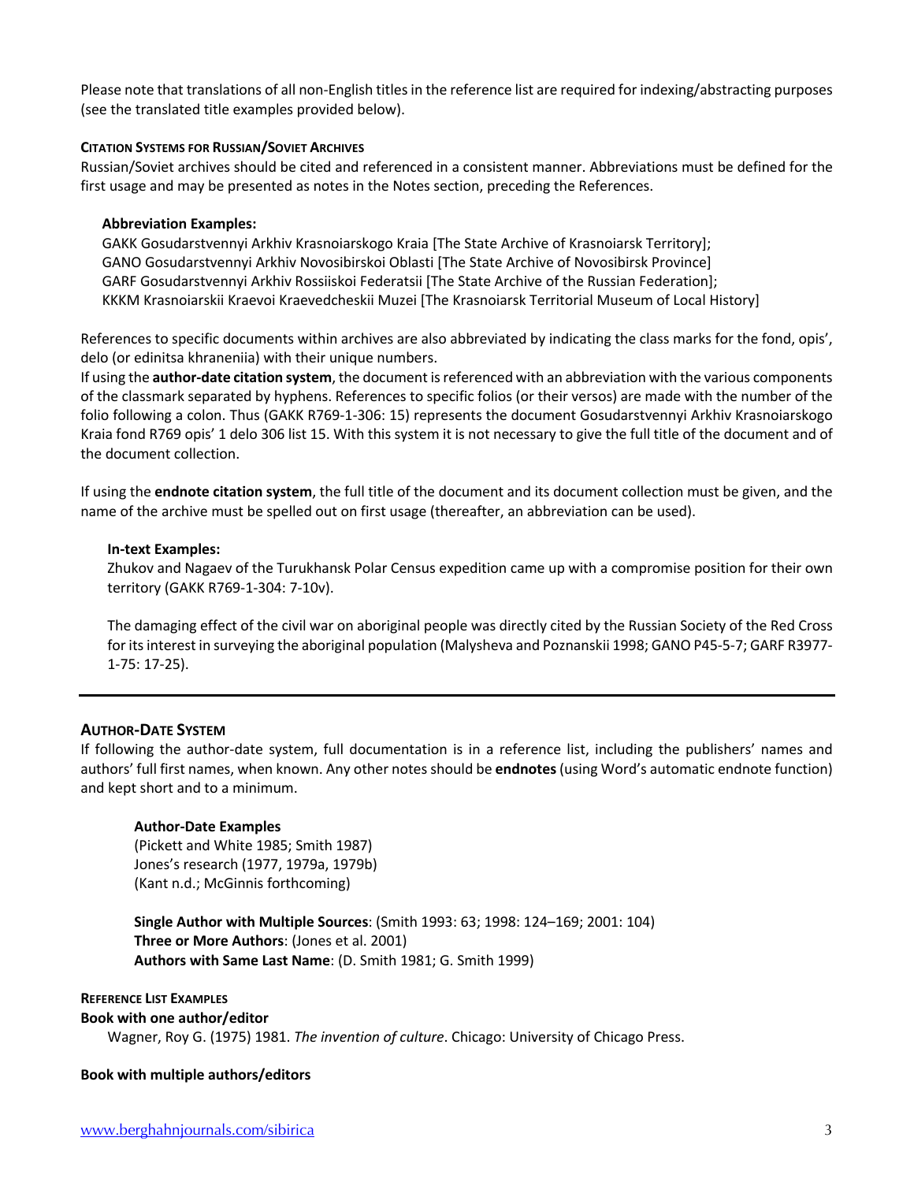Please note that translations of all non-English titles in the reference list are required for indexing/abstracting purposes (see the translated title examples provided below).

#### Citation Systems for Russian/Soviet Archives

Russian/Soviet archives should be cited and referenced in a consistent manner. Abbreviations must be defined for the first usage and may be presented as notes in the Notes section, preceding the References.

**Abbreviation Examples:**

GAKK Gosudarstvennyi Arkhiv Krasnoiarskogo Kraia [The State Archive of Krasnoiarsk Territory];
GANO Gosudarstvennyi Arkhiv Novosibirskoi Oblasti [The State Archive of Novosibirsk Province]
GARF Gosudarstvennyi Arkhiv Rossiiskoi Federatsii [The State Archive of the Russian Federation];
KKKM Krasnoiarskii Kraevoi Kraevedcheskii Muzei [The Krasnoiarsk Territorial Museum of Local History]

References to specific documents within archives are also abbreviated by indicating the class marks for the fond, opis', delo (or edinitsa khraneniia) with their unique numbers.
If using the **author-date citation system**, the document is referenced with an abbreviation with the various components of the classmark separated by hyphens. References to specific folios (or their versos) are made with the number of the folio following a colon. Thus (GAKK R769-1-306: 15) represents the document Gosudarstvennyi Arkhiv Krasnoiarskogo Kraia fond R769 opis' 1 delo 306 list 15. With this system it is not necessary to give the full title of the document and of the document collection.

If using the **endnote citation system**, the full title of the document and its document collection must be given, and the name of the archive must be spelled out on first usage (thereafter, an abbreviation can be used).

**In-text Examples:**

Zhukov and Nagaev of the Turukhansk Polar Census expedition came up with a compromise position for their own territory (GAKK R769-1-304: 7-10v).

The damaging effect of the civil war on aboriginal people was directly cited by the Russian Society of the Red Cross for its interest in surveying the aboriginal population (Malysheva and Poznanskii 1998; GANO P45-5-7; GARF R3977-1-75: 17-25).

---

### Author-Date System

If following the author-date system, full documentation is in a reference list, including the publishers' names and authors' full first names, when known. Any other notes should be **endnotes** (using Word's automatic endnote function) and kept short and to a minimum.

**Author-Date Examples**

(Pickett and White 1985; Smith 1987)
Jones's research (1977, 1979a, 1979b)
(Kant n.d.; McGinnis forthcoming)

**Single Author with Multiple Sources**: (Smith 1993: 63; 1998: 124–169; 2001: 104)
**Three or More Authors**: (Jones et al. 2001)
**Authors with Same Last Name**: (D. Smith 1981; G. Smith 1999)

#### Reference List Examples

**Book with one author/editor**

Wagner, Roy G. (1975) 1981. *The invention of culture*. Chicago: University of Chicago Press.

**Book with multiple authors/editors**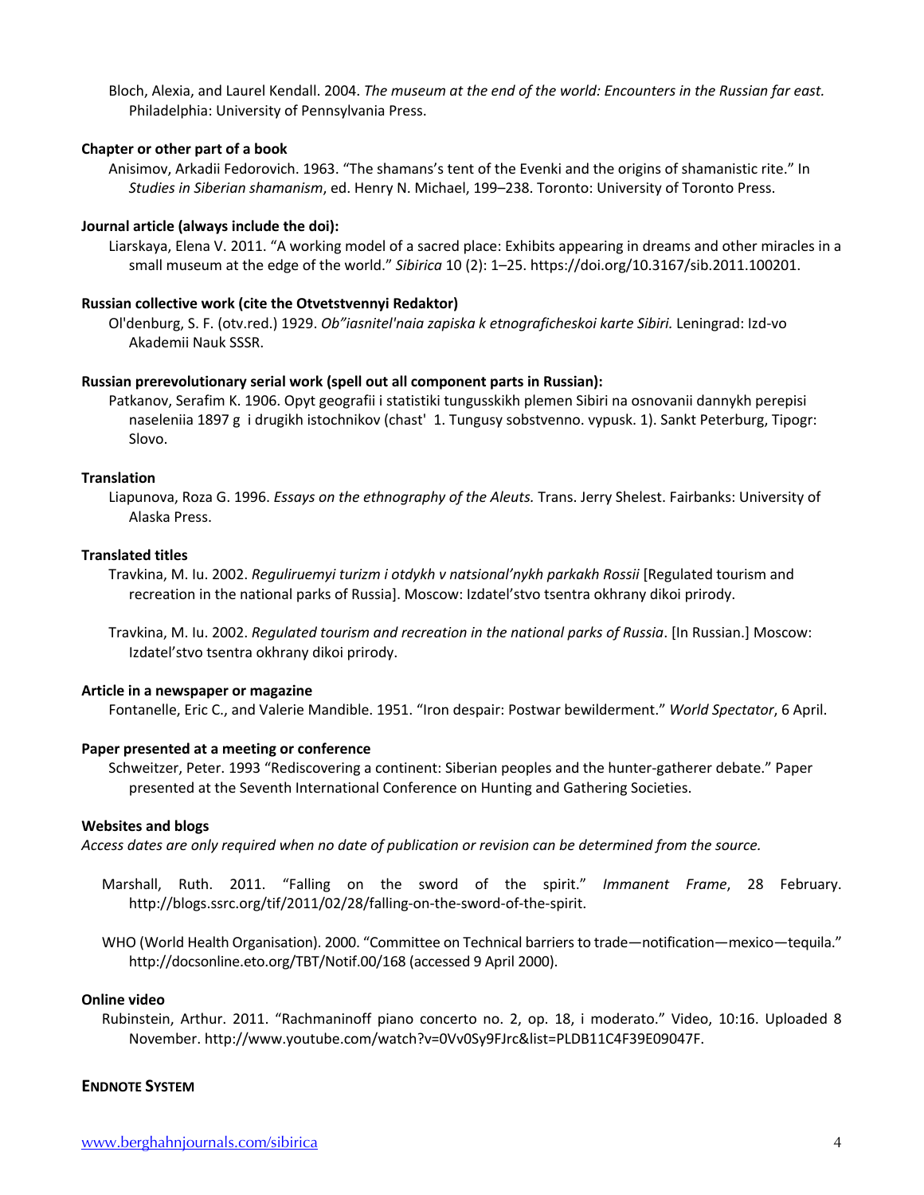Bloch, Alexia, and Laurel Kendall. 2004. *The museum at the end of the world: Encounters in the Russian far east.* Philadelphia: University of Pennsylvania Press.

**Chapter or other part of a book**

Anisimov, Arkadii Fedorovich. 1963. "The shamans's tent of the Evenki and the origins of shamanistic rite." In *Studies in Siberian shamanism*, ed. Henry N. Michael, 199–238. Toronto: University of Toronto Press.

**Journal article (always include the doi):**

Liarskaya, Elena V. 2011. "A working model of a sacred place: Exhibits appearing in dreams and other miracles in a small museum at the edge of the world." *Sibirica* 10 (2): 1–25. https://doi.org/10.3167/sib.2011.100201.

**Russian collective work (cite the Otvetstvennyi Redaktor)**

Ol'denburg, S. F. (otv.red.) 1929. *Ob"iasnitel'naia zapiska k etnograficheskoi karte Sibiri.* Leningrad: Izd-vo Akademii Nauk SSSR.

**Russian prerevolutionary serial work (spell out all component parts in Russian):**

Patkanov, Serafim K. 1906. Opyt geografii i statistiki tungusskikh plemen Sibiri na osnovanii dannykh perepisi naseleniia 1897 g i drugikh istochnikov (chast' 1. Tungusy sobstvenno. vypusk. 1). Sankt Peterburg, Tipogr: Slovo.

**Translation**

Liapunova, Roza G. 1996. *Essays on the ethnography of the Aleuts.* Trans. Jerry Shelest. Fairbanks: University of Alaska Press.

**Translated titles**

Travkina, M. Iu. 2002. *Reguliruemyi turizm i otdykh v natsional'nykh parkakh Rossii* [Regulated tourism and recreation in the national parks of Russia]. Moscow: Izdatel'stvo tsentra okhrany dikoi prirody.

Travkina, M. Iu. 2002. *Regulated tourism and recreation in the national parks of Russia*. [In Russian.] Moscow: Izdatel'stvo tsentra okhrany dikoi prirody.

**Article in a newspaper or magazine**

Fontanelle, Eric C., and Valerie Mandible. 1951. "Iron despair: Postwar bewilderment." *World Spectator*, 6 April.

**Paper presented at a meeting or conference**

Schweitzer, Peter. 1993 "Rediscovering a continent: Siberian peoples and the hunter-gatherer debate." Paper presented at the Seventh International Conference on Hunting and Gathering Societies.

**Websites and blogs**

*Access dates are only required when no date of publication or revision can be determined from the source.*

Marshall, Ruth. 2011. "Falling on the sword of the spirit." *Immanent Frame*, 28 February. http://blogs.ssrc.org/tif/2011/02/28/falling-on-the-sword-of-the-spirit.

WHO (World Health Organisation). 2000. "Committee on Technical barriers to trade—notification—mexico—tequila." http://docsonline.eto.org/TBT/Notif.00/168 (accessed 9 April 2000).

**Online video**

Rubinstein, Arthur. 2011. "Rachmaninoff piano concerto no. 2, op. 18, i moderato." Video, 10:16. Uploaded 8 November. http://www.youtube.com/watch?v=0Vv0Sy9FJrc&list=PLDB11C4F39E09047F.

**ENDNOTE SYSTEM**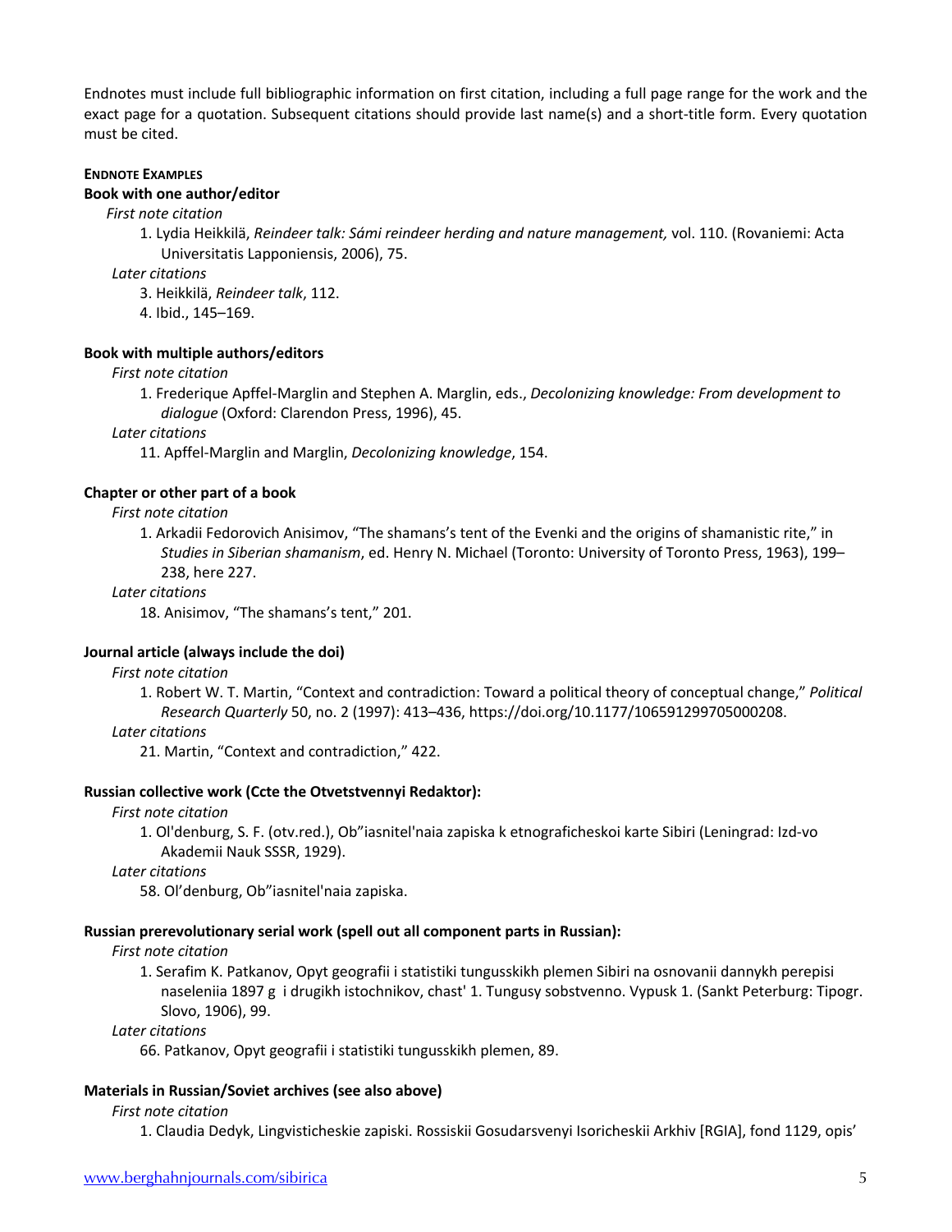Endnotes must include full bibliographic information on first citation, including a full page range for the work and the exact page for a quotation. Subsequent citations should provide last name(s) and a short-title form. Every quotation must be cited.

#### ENDNOTE EXAMPLES

**Book with one author/editor**

*First note citation*

1. Lydia Heikkilä, *Reindeer talk: Sámi reindeer herding and nature management,* vol. 110. (Rovaniemi: Acta Universitatis Lapponiensis, 2006), 75.

*Later citations*

3. Heikkilä, *Reindeer talk*, 112.
4. Ibid., 145–169.

**Book with multiple authors/editors**

*First note citation*

1. Frederique Apffel-Marglin and Stephen A. Marglin, eds., *Decolonizing knowledge: From development to dialogue* (Oxford: Clarendon Press, 1996), 45.

*Later citations*

11. Apffel-Marglin and Marglin, *Decolonizing knowledge*, 154.

**Chapter or other part of a book**

*First note citation*

1. Arkadii Fedorovich Anisimov, "The shamans's tent of the Evenki and the origins of shamanistic rite," in *Studies in Siberian shamanism*, ed. Henry N. Michael (Toronto: University of Toronto Press, 1963), 199–238, here 227.

*Later citations*

18. Anisimov, "The shamans's tent," 201.

**Journal article (always include the doi)**

*First note citation*

1. Robert W. T. Martin, "Context and contradiction: Toward a political theory of conceptual change," *Political Research Quarterly* 50, no. 2 (1997): 413–436, https://doi.org/10.1177/106591299705000208.

*Later citations*

21. Martin, "Context and contradiction," 422.

**Russian collective work (Ccte the Otvetstvennyi Redaktor):**

*First note citation*

1. Ol'denburg, S. F. (otv.red.), Ob"iasnitel'naia zapiska k etnograficheskoi karte Sibiri (Leningrad: Izd-vo Akademii Nauk SSSR, 1929).

*Later citations*

58. Ol'denburg, Ob"iasnitel'naia zapiska.

**Russian prerevolutionary serial work (spell out all component parts in Russian):**

*First note citation*

1. Serafim K. Patkanov, Opyt geografii i statistiki tungusskikh plemen Sibiri na osnovanii dannykh perepisi naseleniia 1897 g i drugikh istochnikov, chast' 1. Tungusy sobstvenno. Vypusk 1. (Sankt Peterburg: Tipogr. Slovo, 1906), 99.

*Later citations*

66. Patkanov, Opyt geografii i statistiki tungusskikh plemen, 89.

**Materials in Russian/Soviet archives (see also above)**

*First note citation*

1. Claudia Dedyk, Lingvisticheskie zapiski. Rossiskii Gosudarsvenyi Isoricheskii Arkhiv [RGIA], fond 1129, opis'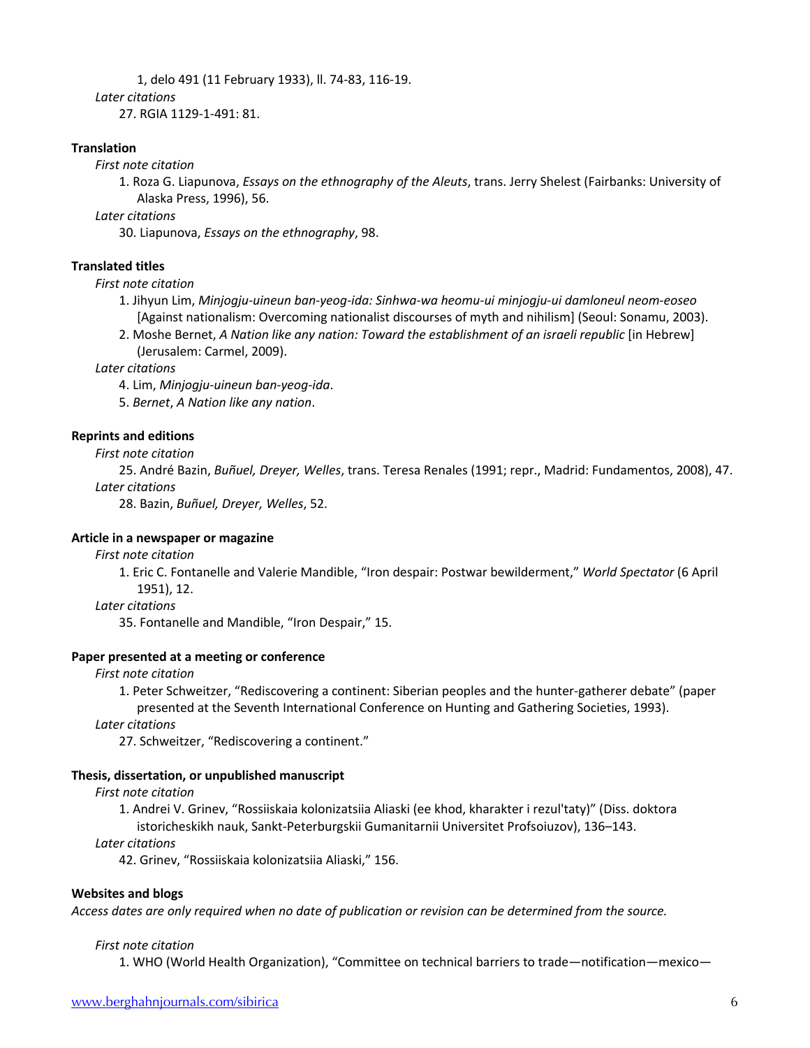1, delo 491 (11 February 1933), ll. 74-83, 116-19.

*Later citations*

27. RGIA 1129-1-491: 81.

**Translation**

*First note citation*

1. Roza G. Liapunova, *Essays on the ethnography of the Aleuts*, trans. Jerry Shelest (Fairbanks: University of Alaska Press, 1996), 56.

*Later citations*

30. Liapunova, *Essays on the ethnography*, 98.

**Translated titles**

*First note citation*

1. Jihyun Lim, *Minjogju-uineun ban-yeog-ida: Sinhwa-wa heomu-ui minjogju-ui damloneul neom-eoseo* [Against nationalism: Overcoming nationalist discourses of myth and nihilism] (Seoul: Sonamu, 2003).
2. Moshe Bernet, *A Nation like any nation: Toward the establishment of an israeli republic* [in Hebrew] (Jerusalem: Carmel, 2009).

*Later citations*

4. Lim, *Minjogju-uineun ban-yeog-ida*.
5. *Bernet*, *A Nation like any nation*.

**Reprints and editions**

*First note citation*

25. André Bazin, *Buñuel, Dreyer, Welles*, trans. Teresa Renales (1991; repr., Madrid: Fundamentos, 2008), 47.

*Later citations*

28. Bazin, *Buñuel, Dreyer, Welles*, 52.

**Article in a newspaper or magazine**

*First note citation*

1. Eric C. Fontanelle and Valerie Mandible, “Iron despair: Postwar bewilderment,” *World Spectator* (6 April 1951), 12.

*Later citations*

35. Fontanelle and Mandible, “Iron Despair,” 15.

**Paper presented at a meeting or conference**

*First note citation*

1. Peter Schweitzer, “Rediscovering a continent: Siberian peoples and the hunter-gatherer debate” (paper presented at the Seventh International Conference on Hunting and Gathering Societies, 1993).

*Later citations*

27. Schweitzer, “Rediscovering a continent.”

**Thesis, dissertation, or unpublished manuscript**

*First note citation*

1. Andrei V. Grinev, “Rossiiskaia kolonizatsiia Aliaski (ee khod, kharakter i rezul'taty)” (Diss. doktora istoricheskikh nauk, Sankt-Peterburgskii Gumanitarnii Universitet Profsoiuzov), 136–143.

*Later citations*

42. Grinev, “Rossiiskaia kolonizatsiia Aliaski,” 156.

**Websites and blogs**

*Access dates are only required when no date of publication or revision can be determined from the source.*

*First note citation*

1. WHO (World Health Organization), “Committee on technical barriers to trade—notification—mexico—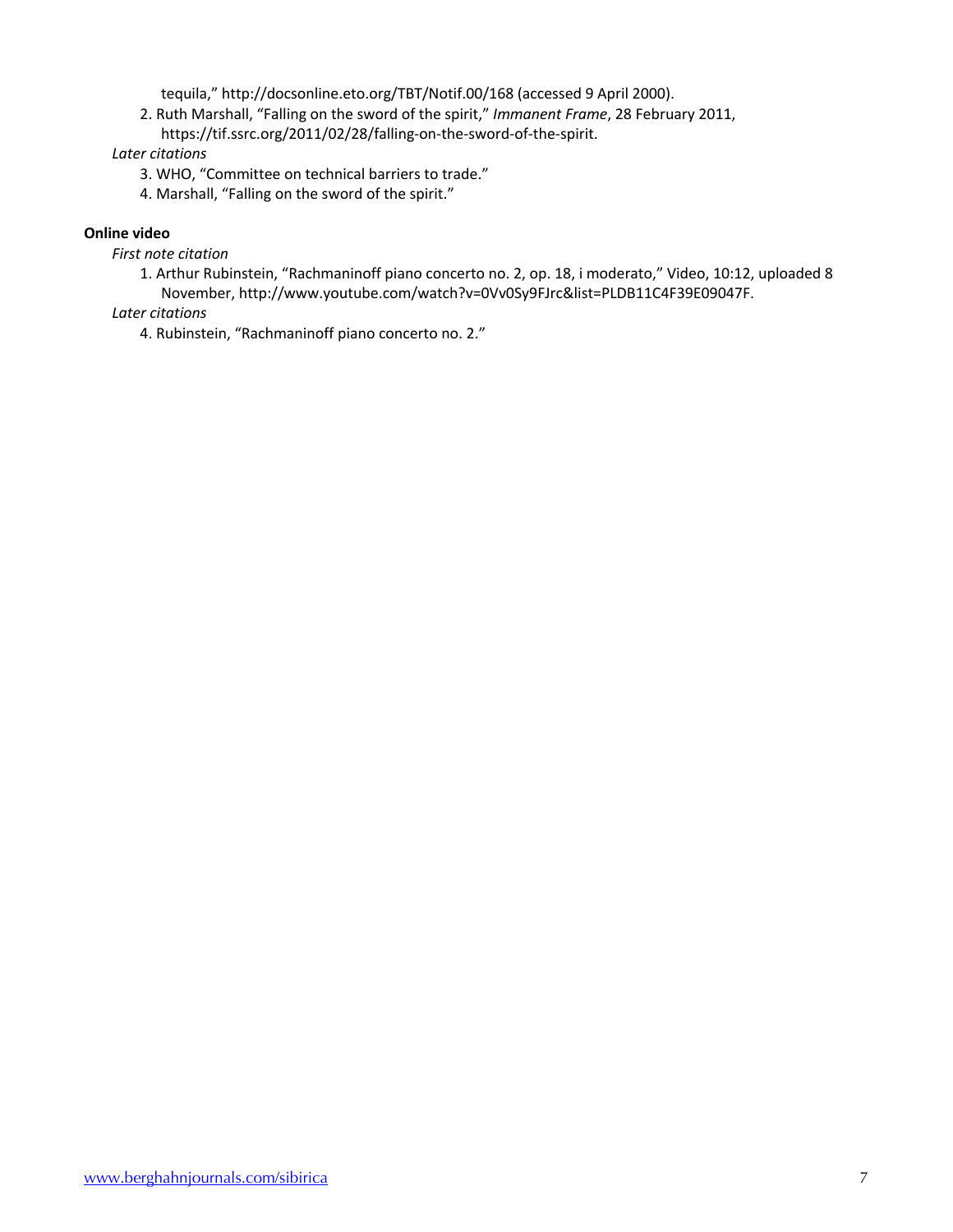tequila," http://docsonline.eto.org/TBT/Notif.00/168 (accessed 9 April 2000).

2. Ruth Marshall, "Falling on the sword of the spirit," *Immanent Frame*, 28 February 2011, https://tif.ssrc.org/2011/02/28/falling-on-the-sword-of-the-spirit.

*Later citations*

3. WHO, "Committee on technical barriers to trade."
4. Marshall, "Falling on the sword of the spirit."

**Online video**

*First note citation*

1. Arthur Rubinstein, "Rachmaninoff piano concerto no. 2, op. 18, i moderato," Video, 10:12, uploaded 8 November, http://www.youtube.com/watch?v=0Vv0Sy9FJrc&list=PLDB11C4F39E09047F.

*Later citations*

4. Rubinstein, "Rachmaninoff piano concerto no. 2."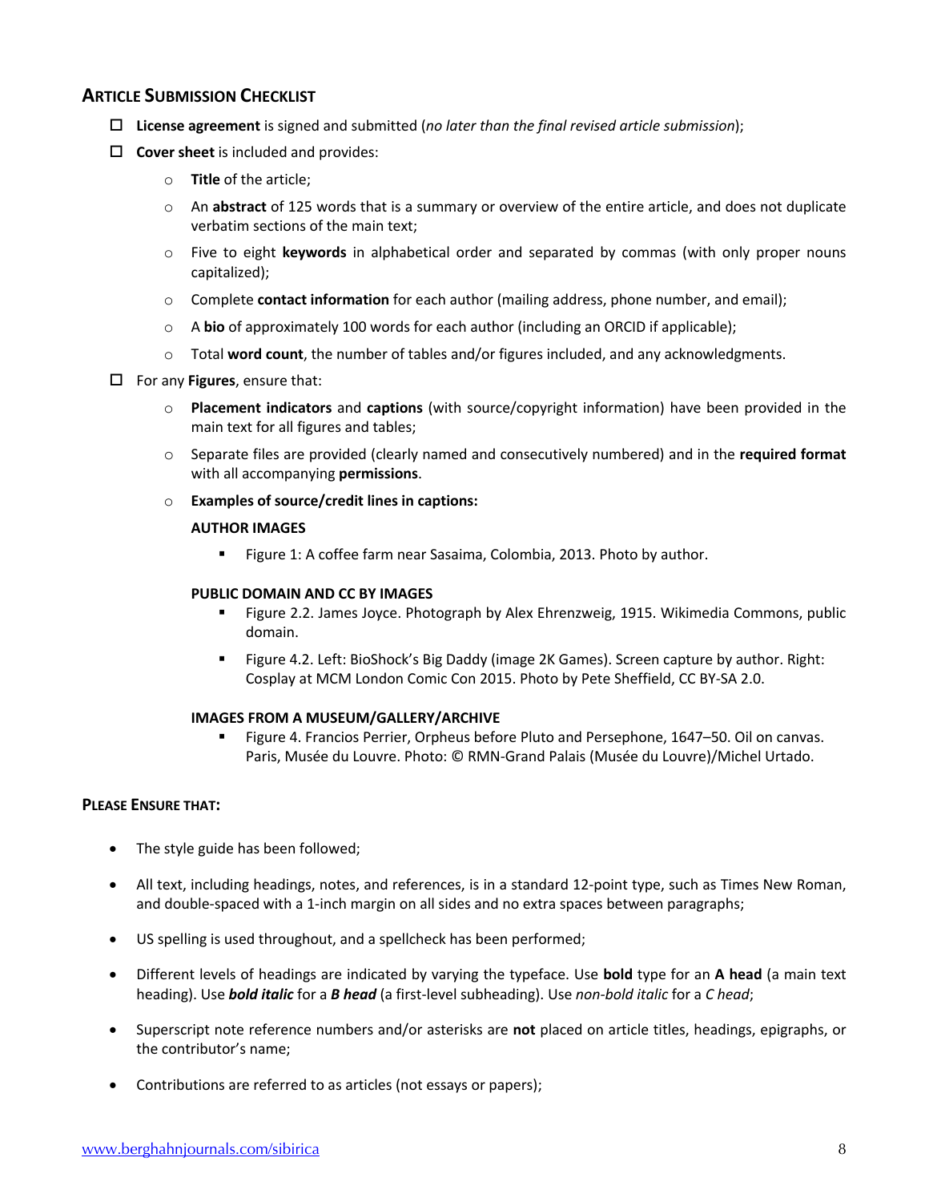## Article Submission Checklist

- ☐ **License agreement** is signed and submitted (*no later than the final revised article submission*);
- ☐ **Cover sheet** is included and provides:
  - **Title** of the article;
  - An **abstract** of 125 words that is a summary or overview of the entire article, and does not duplicate verbatim sections of the main text;
  - Five to eight **keywords** in alphabetical order and separated by commas (with only proper nouns capitalized);
  - Complete **contact information** for each author (mailing address, phone number, and email);
  - A **bio** of approximately 100 words for each author (including an ORCID if applicable);
  - Total **word count**, the number of tables and/or figures included, and any acknowledgments.
- ☐ For any **Figures**, ensure that:
  - **Placement indicators** and **captions** (with source/copyright information) have been provided in the main text for all figures and tables;
  - Separate files are provided (clearly named and consecutively numbered) and in the **required format** with all accompanying **permissions**.
  - **Examples of source/credit lines in captions:**

    **AUTHOR IMAGES**

    - Figure 1: A coffee farm near Sasaima, Colombia, 2013. Photo by author.

    **PUBLIC DOMAIN AND CC BY IMAGES**

    - Figure 2.2. James Joyce. Photograph by Alex Ehrenzweig, 1915. Wikimedia Commons, public domain.
    - Figure 4.2. Left: BioShock's Big Daddy (image 2K Games). Screen capture by author. Right: Cosplay at MCM London Comic Con 2015. Photo by Pete Sheffield, CC BY-SA 2.0.

    **IMAGES FROM A MUSEUM/GALLERY/ARCHIVE**

    - Figure 4. Francios Perrier, Orpheus before Pluto and Persephone, 1647–50. Oil on canvas. Paris, Musée du Louvre. Photo: © RMN-Grand Palais (Musée du Louvre)/Michel Urtado.

### Please Ensure That:

- The style guide has been followed;
- All text, including headings, notes, and references, is in a standard 12-point type, such as Times New Roman, and double-spaced with a 1-inch margin on all sides and no extra spaces between paragraphs;
- US spelling is used throughout, and a spellcheck has been performed;
- Different levels of headings are indicated by varying the typeface. Use **bold** type for an **A head** (a main text heading). Use ***bold italic*** for a ***B head*** (a first-level subheading). Use *non-bold italic* for a *C head*;
- Superscript note reference numbers and/or asterisks are **not** placed on article titles, headings, epigraphs, or the contributor's name;
- Contributions are referred to as articles (not essays or papers);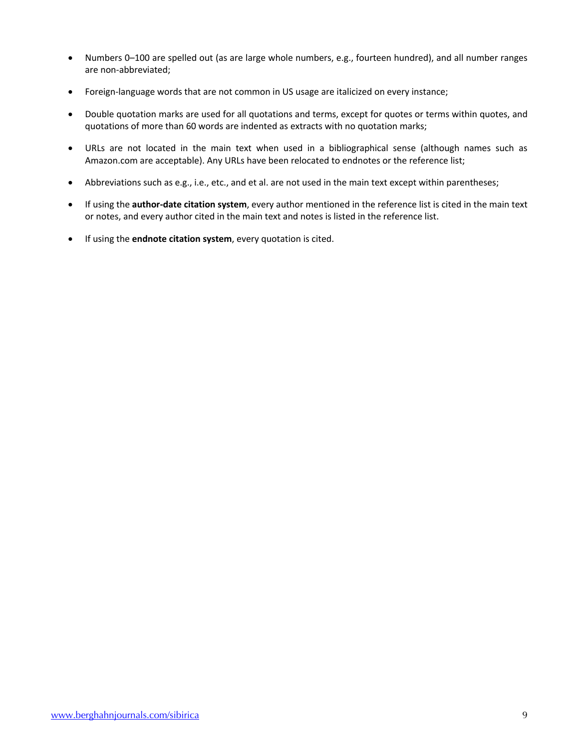- Numbers 0–100 are spelled out (as are large whole numbers, e.g., fourteen hundred), and all number ranges are non-abbreviated;
- Foreign-language words that are not common in US usage are italicized on every instance;
- Double quotation marks are used for all quotations and terms, except for quotes or terms within quotes, and quotations of more than 60 words are indented as extracts with no quotation marks;
- URLs are not located in the main text when used in a bibliographical sense (although names such as Amazon.com are acceptable). Any URLs have been relocated to endnotes or the reference list;
- Abbreviations such as e.g., i.e., etc., and et al. are not used in the main text except within parentheses;
- If using the **author-date citation system**, every author mentioned in the reference list is cited in the main text or notes, and every author cited in the main text and notes is listed in the reference list.
- If using the **endnote citation system**, every quotation is cited.